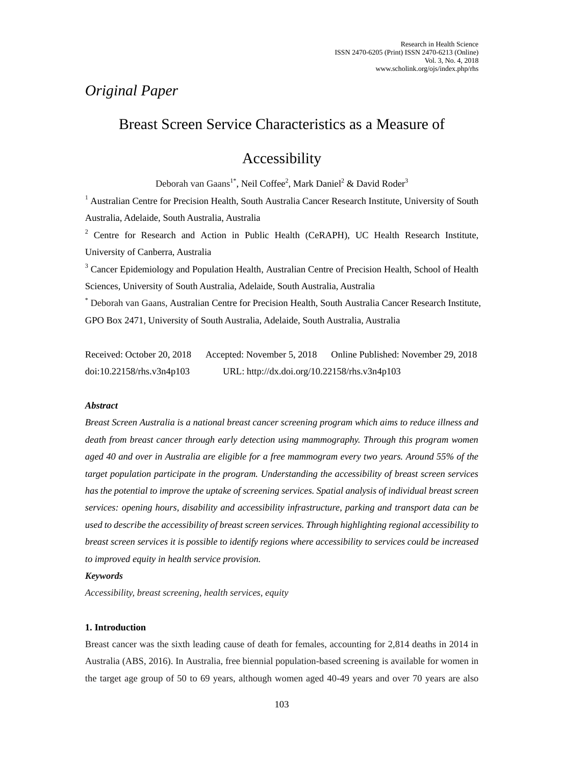*Original Paper*

# Breast Screen Service Characteristics as a Measure of Accessibility

Deborah van Gaans[1*], Neil Coffee[2], Mark Daniel[2] & David Roder[3]

[1] Australian Centre for Precision Health, South Australia Cancer Research Institute, University of South Australia, Adelaide, South Australia, Australia

[2] Centre for Research and Action in Public Health (CeRAPH), UC Health Research Institute, University of Canberra, Australia

[3] Cancer Epidemiology and Population Health, Australian Centre of Precision Health, School of Health Sciences, University of South Australia, Adelaide, South Australia, Australia

[*] Deborah van Gaans, Australian Centre for Precision Health, South Australia Cancer Research Institute, GPO Box 2471, University of South Australia, Adelaide, South Australia, Australia

Received: October 20, 2018 Accepted: November 5, 2018 Online Published: November 29, 2018

doi:10.22158/rhs.v3n4p103 URL: http://dx.doi.org/10.22158/rhs.v3n4p103

***Abstract***

*Breast Screen Australia is a national breast cancer screening program which aims to reduce illness and death from breast cancer through early detection using mammography. Through this program women aged 40 and over in Australia are eligible for a free mammogram every two years. Around 55% of the target population participate in the program. Understanding the accessibility of breast screen services has the potential to improve the uptake of screening services. Spatial analysis of individual breast screen services: opening hours, disability and accessibility infrastructure, parking and transport data can be used to describe the accessibility of breast screen services. Through highlighting regional accessibility to breast screen services it is possible to identify regions where accessibility to services could be increased to improved equity in health service provision.*

***Keywords***

*Accessibility, breast screening, health services, equity*

## 1. Introduction

Breast cancer was the sixth leading cause of death for females, accounting for 2,814 deaths in 2014 in Australia (ABS, 2016). In Australia, free biennial population-based screening is available for women in the target age group of 50 to 69 years, although women aged 40-49 years and over 70 years are also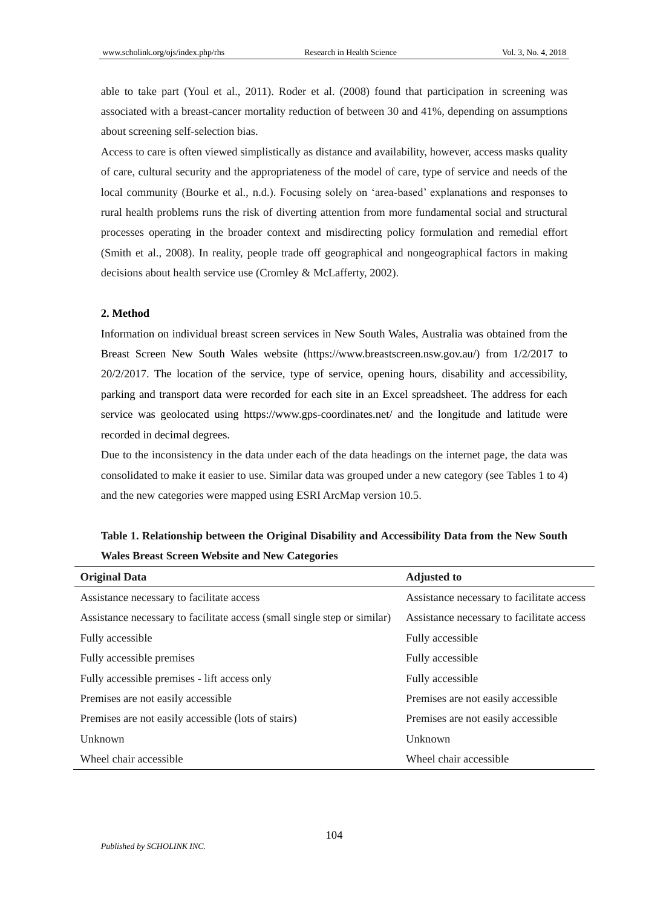able to take part (Youl et al., 2011). Roder et al. (2008) found that participation in screening was associated with a breast-cancer mortality reduction of between 30 and 41%, depending on assumptions about screening self-selection bias.

Access to care is often viewed simplistically as distance and availability, however, access masks quality of care, cultural security and the appropriateness of the model of care, type of service and needs of the local community (Bourke et al., n.d.). Focusing solely on 'area-based' explanations and responses to rural health problems runs the risk of diverting attention from more fundamental social and structural processes operating in the broader context and misdirecting policy formulation and remedial effort (Smith et al., 2008). In reality, people trade off geographical and nongeographical factors in making decisions about health service use (Cromley & McLafferty, 2002).

## 2. Method

Information on individual breast screen services in New South Wales, Australia was obtained from the Breast Screen New South Wales website (https://www.breastscreen.nsw.gov.au/) from 1/2/2017 to 20/2/2017. The location of the service, type of service, opening hours, disability and accessibility, parking and transport data were recorded for each site in an Excel spreadsheet. The address for each service was geolocated using https://www.gps-coordinates.net/ and the longitude and latitude were recorded in decimal degrees.

Due to the inconsistency in the data under each of the data headings on the internet page, the data was consolidated to make it easier to use. Similar data was grouped under a new category (see Tables 1 to 4) and the new categories were mapped using ESRI ArcMap version 10.5.

**Table 1. Relationship between the Original Disability and Accessibility Data from the New South Wales Breast Screen Website and New Categories**

| Original Data | Adjusted to |
|---|---|
| Assistance necessary to facilitate access | Assistance necessary to facilitate access |
| Assistance necessary to facilitate access (small single step or similar) | Assistance necessary to facilitate access |
| Fully accessible | Fully accessible |
| Fully accessible premises | Fully accessible |
| Fully accessible premises - lift access only | Fully accessible |
| Premises are not easily accessible | Premises are not easily accessible |
| Premises are not easily accessible (lots of stairs) | Premises are not easily accessible |
| Unknown | Unknown |
| Wheel chair accessible | Wheel chair accessible |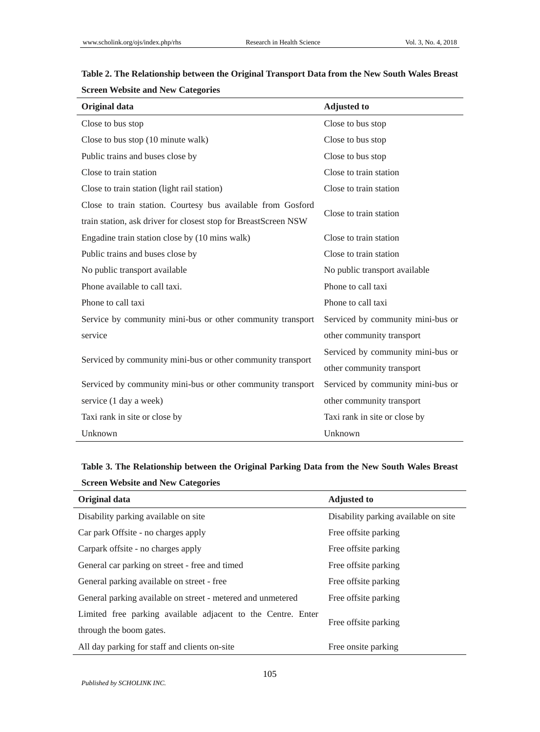**Table 2. The Relationship between the Original Transport Data from the New South Wales Breast Screen Website and New Categories**

| Original data | Adjusted to |
| --- | --- |
| Close to bus stop | Close to bus stop |
| Close to bus stop (10 minute walk) | Close to bus stop |
| Public trains and buses close by | Close to bus stop |
| Close to train station | Close to train station |
| Close to train station (light rail station) | Close to train station |
| Close to train station. Courtesy bus available from Gosford train station, ask driver for closest stop for BreastScreen NSW | Close to train station |
| Engadine train station close by (10 mins walk) | Close to train station |
| Public trains and buses close by | Close to train station |
| No public transport available | No public transport available |
| Phone available to call taxi. | Phone to call taxi |
| Phone to call taxi | Phone to call taxi |
| Service by community mini-bus or other community transport service | Serviced by community mini-bus or other community transport |
| Serviced by community mini-bus or other community transport | Serviced by community mini-bus or other community transport |
| Serviced by community mini-bus or other community transport service (1 day a week) | Serviced by community mini-bus or other community transport |
| Taxi rank in site or close by | Taxi rank in site or close by |
| Unknown | Unknown |

**Table 3. The Relationship between the Original Parking Data from the New South Wales Breast Screen Website and New Categories**

| Original data | Adjusted to |
| --- | --- |
| Disability parking available on site | Disability parking available on site |
| Car park Offsite - no charges apply | Free offsite parking |
| Carpark offsite - no charges apply | Free offsite parking |
| General car parking on street - free and timed | Free offsite parking |
| General parking available on street - free | Free offsite parking |
| General parking available on street - metered and unmetered | Free offsite parking |
| Limited free parking available adjacent to the Centre. Enter through the boom gates. | Free offsite parking |
| All day parking for staff and clients on-site | Free onsite parking |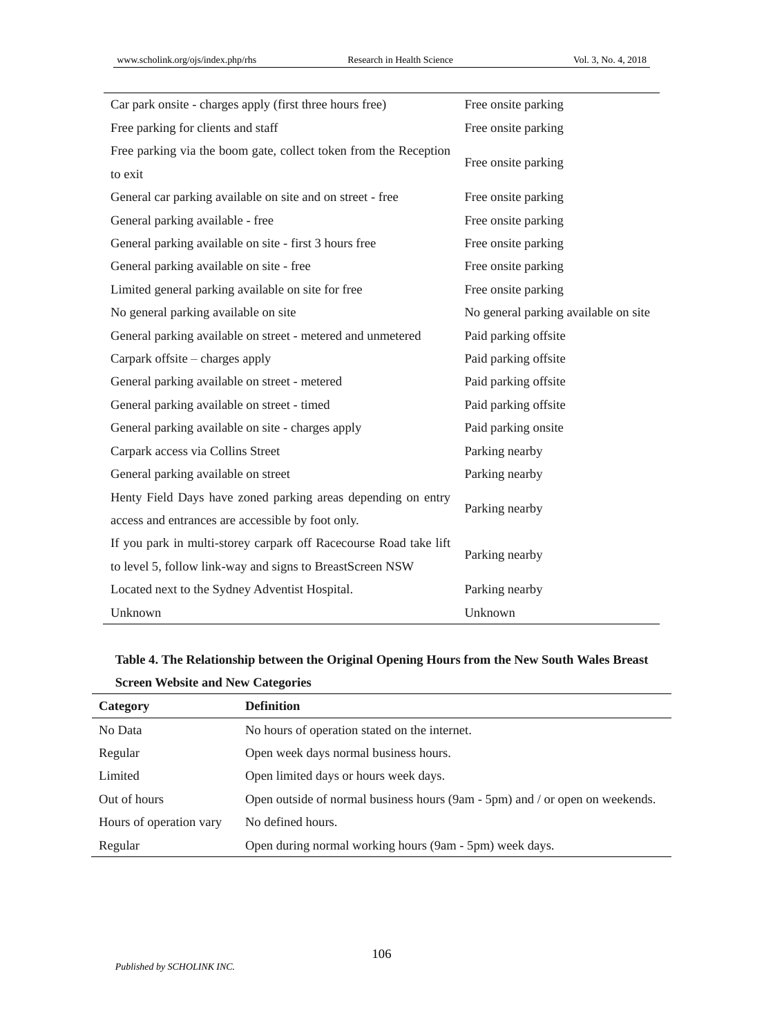| | |
|---|---|
| Car park onsite - charges apply (first three hours free) | Free onsite parking |
| Free parking for clients and staff | Free onsite parking |
| Free parking via the boom gate, collect token from the Reception to exit | Free onsite parking |
| General car parking available on site and on street - free | Free onsite parking |
| General parking available - free | Free onsite parking |
| General parking available on site - first 3 hours free | Free onsite parking |
| General parking available on site - free | Free onsite parking |
| Limited general parking available on site for free | Free onsite parking |
| No general parking available on site | No general parking available on site |
| General parking available on street - metered and unmetered | Paid parking offsite |
| Carpark offsite – charges apply | Paid parking offsite |
| General parking available on street - metered | Paid parking offsite |
| General parking available on street - timed | Paid parking offsite |
| General parking available on site - charges apply | Paid parking onsite |
| Carpark access via Collins Street | Parking nearby |
| General parking available on street | Parking nearby |
| Henty Field Days have zoned parking areas depending on entry access and entrances are accessible by foot only. | Parking nearby |
| If you park in multi-storey carpark off Racecourse Road take lift to level 5, follow link-way and signs to BreastScreen NSW | Parking nearby |
| Located next to the Sydney Adventist Hospital. | Parking nearby |
| Unknown | Unknown |

**Table 4. The Relationship between the Original Opening Hours from the New South Wales Breast Screen Website and New Categories**

| Category | Definition |
|---|---|
| No Data | No hours of operation stated on the internet. |
| Regular | Open week days normal business hours. |
| Limited | Open limited days or hours week days. |
| Out of hours | Open outside of normal business hours (9am - 5pm) and / or open on weekends. |
| Hours of operation vary | No defined hours. |
| Regular | Open during normal working hours (9am - 5pm) week days. |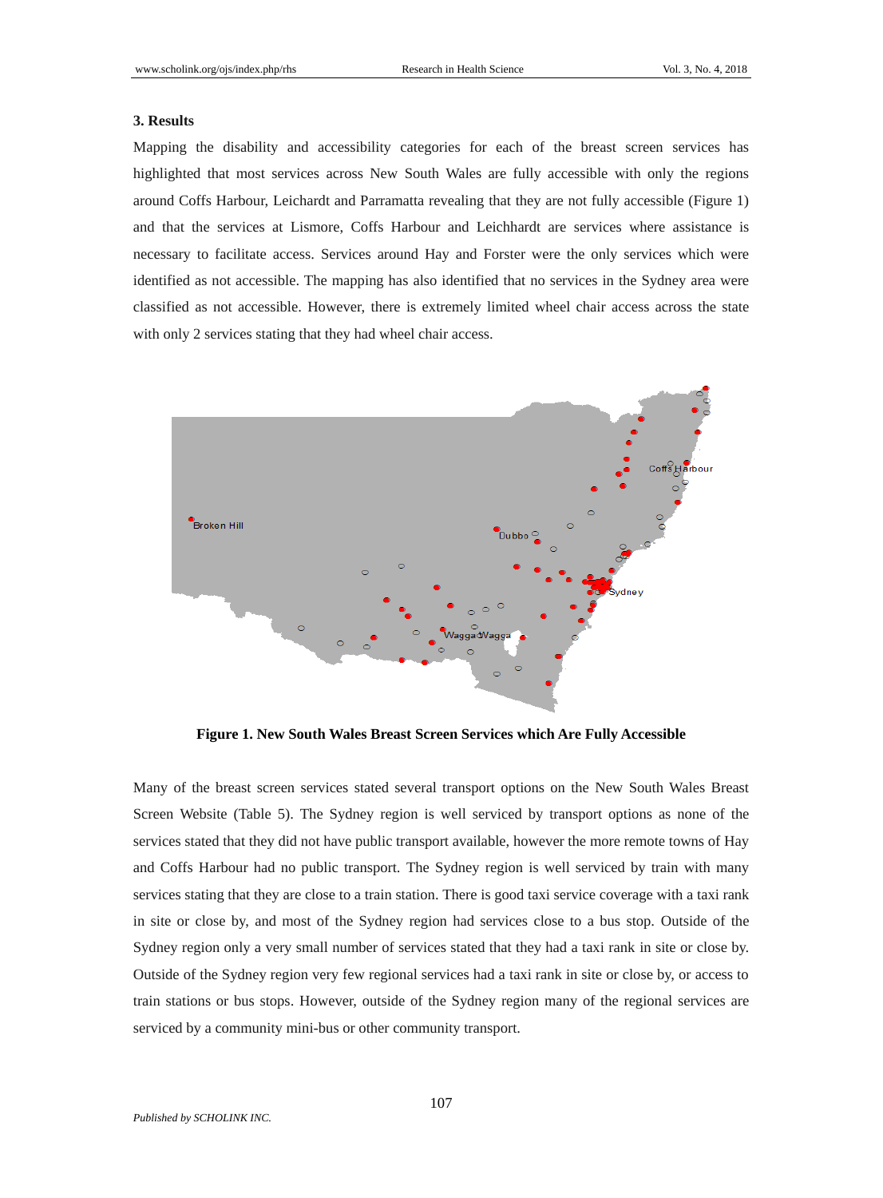### 3. Results

Mapping the disability and accessibility categories for each of the breast screen services has highlighted that most services across New South Wales are fully accessible with only the regions around Coffs Harbour, Leichardt and Parramatta revealing that they are not fully accessible (Figure 1) and that the services at Lismore, Coffs Harbour and Leichhardt are services where assistance is necessary to facilitate access. Services around Hay and Forster were the only services which were identified as not accessible. The mapping has also identified that no services in the Sydney area were classified as not accessible. However, there is extremely limited wheel chair access across the state with only 2 services stating that they had wheel chair access.

**Figure 1. New South Wales Breast Screen Services which Are Fully Accessible**

Many of the breast screen services stated several transport options on the New South Wales Breast Screen Website (Table 5). The Sydney region is well serviced by transport options as none of the services stated that they did not have public transport available, however the more remote towns of Hay and Coffs Harbour had no public transport. The Sydney region is well serviced by train with many services stating that they are close to a train station. There is good taxi service coverage with a taxi rank in site or close by, and most of the Sydney region had services close to a bus stop. Outside of the Sydney region only a very small number of services stated that they had a taxi rank in site or close by. Outside of the Sydney region very few regional services had a taxi rank in site or close by, or access to train stations or bus stops. However, outside of the Sydney region many of the regional services are serviced by a community mini-bus or other community transport.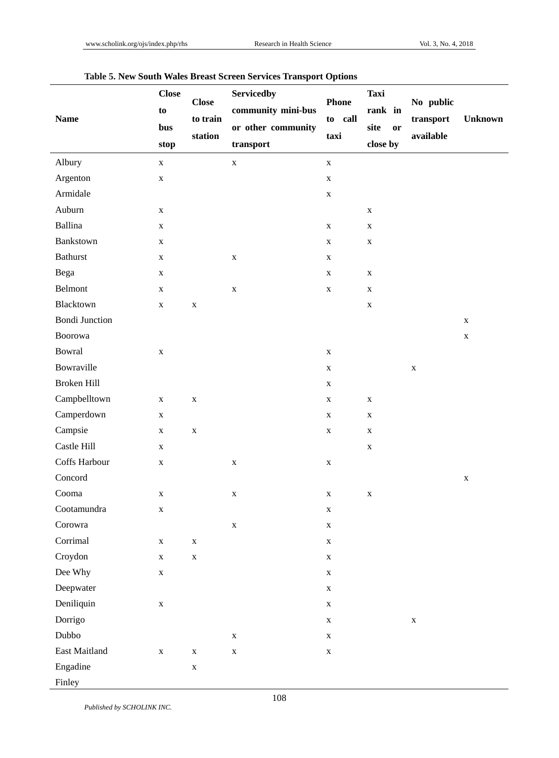**Table 5. New South Wales Breast Screen Services Transport Options**

| Name | Close to bus stop | Close to train station | Servicedby community mini-bus or other community transport | Phone to call taxi | Taxi rank in site or close by | No public transport available | Unknown |
|---|---|---|---|---|---|---|---|
| Albury | x | | x | x | | | |
| Argenton | x | | | x | | | |
| Armidale | | | | x | | | |
| Auburn | x | | | | x | | |
| Ballina | x | | | x | x | | |
| Bankstown | x | | | x | x | | |
| Bathurst | x | | x | x | | | |
| Bega | x | | | x | x | | |
| Belmont | x | | x | x | x | | |
| Blacktown | x | x | | | x | | |
| Bondi Junction | | | | | | | x |
| Boorowa | | | | | | | x |
| Bowral | x | | | x | | | |
| Bowraville | | | | x | | x | |
| Broken Hill | | | | x | | | |
| Campbelltown | x | x | | x | x | | |
| Camperdown | x | | | x | x | | |
| Campsie | x | x | | x | x | | |
| Castle Hill | x | | | | x | | |
| Coffs Harbour | x | | x | x | | | |
| Concord | | | | | | | x |
| Cooma | x | | x | x | x | | |
| Cootamundra | x | | | x | | | |
| Corowra | | | x | x | | | |
| Corrimal | x | x | | x | | | |
| Croydon | x | x | | x | | | |
| Dee Why | x | | | x | | | |
| Deepwater | | | | x | | | |
| Deniliquin | x | | | x | | | |
| Dorrigo | | | | x | | x | |
| Dubbo | | | x | x | | | |
| East Maitland | x | x | x | x | | | |
| Engadine | | x | | | | | |
| Finley | | | | | | | |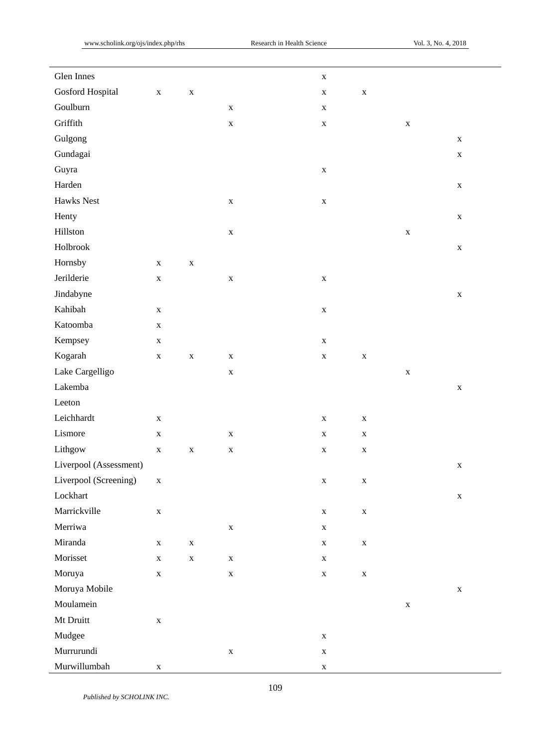| | | | | | | | | |
|---|---|---|---|---|---|---|---|---|
| Glen Innes | | | | | x | | | |
| Gosford Hospital | x | x | | | x | x | | |
| Goulburn | | | x | | x | | | |
| Griffith | | | x | | x | | x | |
| Gulgong | | | | | | | | x |
| Gundagai | | | | | | | | x |
| Guyra | | | | | x | | | |
| Harden | | | | | | | | x |
| Hawks Nest | | | x | | x | | | |
| Henty | | | | | | | | x |
| Hillston | | | x | | | | x | |
| Holbrook | | | | | | | | x |
| Hornsby | x | x | | | | | | |
| Jerilderie | x | | x | | x | | | |
| Jindabyne | | | | | | | | x |
| Kahibah | x | | | | x | | | |
| Katoomba | x | | | | | | | |
| Kempsey | x | | | | x | | | |
| Kogarah | x | x | x | | x | x | | |
| Lake Cargelligo | | | x | | | | x | |
| Lakemba | | | | | | | | x |
| Leeton | | | | | | | | |
| Leichhardt | x | | | | x | x | | |
| Lismore | x | | x | | x | x | | |
| Lithgow | x | x | x | | x | x | | |
| Liverpool (Assessment) | | | | | | | | x |
| Liverpool (Screening) | x | | | | x | x | | |
| Lockhart | | | | | | | | x |
| Marrickville | x | | | | x | x | | |
| Merriwa | | | x | | x | | | |
| Miranda | x | x | | | x | x | | |
| Morisset | x | x | x | | x | | | |
| Moruya | x | | x | | x | x | | |
| Moruya Mobile | | | | | | | | x |
| Moulamein | | | | | | | x | |
| Mt Druitt | x | | | | | | | |
| Mudgee | | | | | x | | | |
| Murrurundi | | | x | | x | | | |
| Murwillumbah | x | | | | x | | | |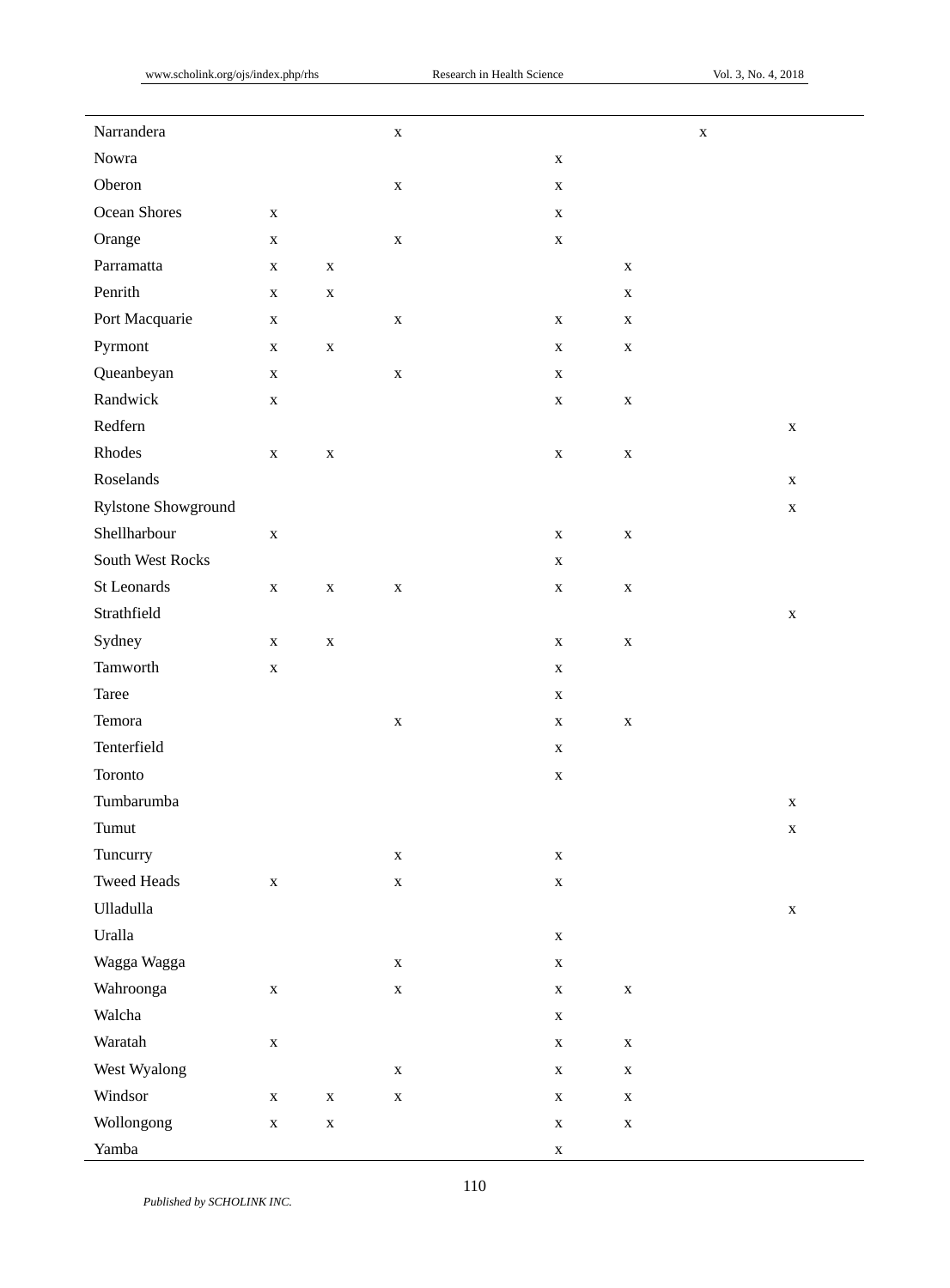| | | | | | | | |
|---|---|---|---|---|---|---|---|
| Narrandera | | | x | | | x | |
| Nowra | | | | x | | | |
| Oberon | | | x | x | | | |
| Ocean Shores | x | | | x | | | |
| Orange | x | | x | x | | | |
| Parramatta | x | x | | | x | | |
| Penrith | x | x | | | x | | |
| Port Macquarie | x | | x | x | x | | |
| Pyrmont | x | x | | x | x | | |
| Queanbeyan | x | | x | x | | | |
| Randwick | x | | | x | x | | |
| Redfern | | | | | | | x |
| Rhodes | x | x | | x | x | | |
| Roselands | | | | | | | x |
| Rylstone Showground | | | | | | | x |
| Shellharbour | x | | | x | x | | |
| South West Rocks | | | | x | | | |
| St Leonards | x | x | x | x | x | | |
| Strathfield | | | | | | | x |
| Sydney | x | x | | x | x | | |
| Tamworth | x | | | x | | | |
| Taree | | | | x | | | |
| Temora | | | x | x | x | | |
| Tenterfield | | | | x | | | |
| Toronto | | | | x | | | |
| Tumbarumba | | | | | | | x |
| Tumut | | | | | | | x |
| Tuncurry | | | x | x | | | |
| Tweed Heads | x | | x | x | | | |
| Ulladulla | | | | | | | x |
| Uralla | | | | x | | | |
| Wagga Wagga | | | x | x | | | |
| Wahroonga | x | | x | x | x | | |
| Walcha | | | | x | | | |
| Waratah | x | | | x | x | | |
| West Wyalong | | | x | x | x | | |
| Windsor | x | x | x | x | x | | |
| Wollongong | x | x | | x | x | | |
| Yamba | | | | x | | | |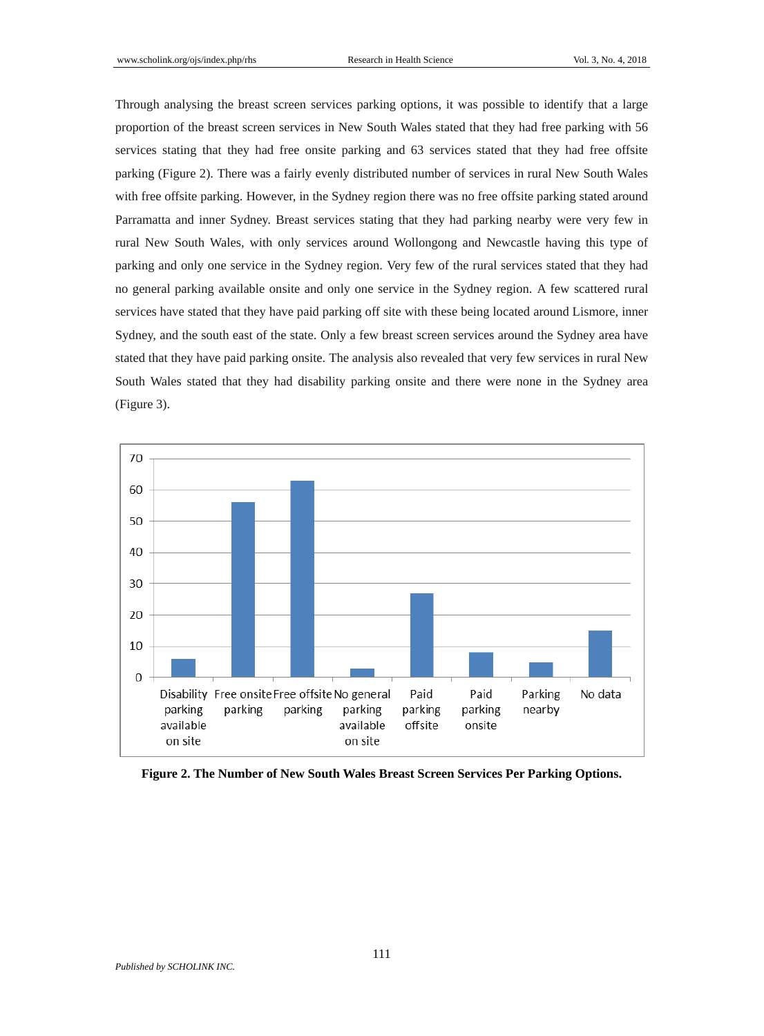Through analysing the breast screen services parking options, it was possible to identify that a large proportion of the breast screen services in New South Wales stated that they had free parking with 56 services stating that they had free onsite parking and 63 services stated that they had free offsite parking (Figure 2). There was a fairly evenly distributed number of services in rural New South Wales with free offsite parking. However, in the Sydney region there was no free offsite parking stated around Parramatta and inner Sydney. Breast services stating that they had parking nearby were very few in rural New South Wales, with only services around Wollongong and Newcastle having this type of parking and only one service in the Sydney region. Very few of the rural services stated that they had no general parking available onsite and only one service in the Sydney region. A few scattered rural services have stated that they have paid parking off site with these being located around Lismore, inner Sydney, and the south east of the state. Only a few breast screen services around the Sydney area have stated that they have paid parking onsite. The analysis also revealed that very few services in rural New South Wales stated that they had disability parking onsite and there were none in the Sydney area (Figure 3).

| Parking option | Number of services |
|---|---|
| Disability parking available on site | 6 |
| Free onsite parking | 56 |
| Free offsite parking | 63 |
| No general parking available on site | 3 |
| Paid parking offsite | 27 |
| Paid parking onsite | 8 |
| Parking nearby | 5 |
| No data | 15 |

**Figure 2. The Number of New South Wales Breast Screen Services Per Parking Options.**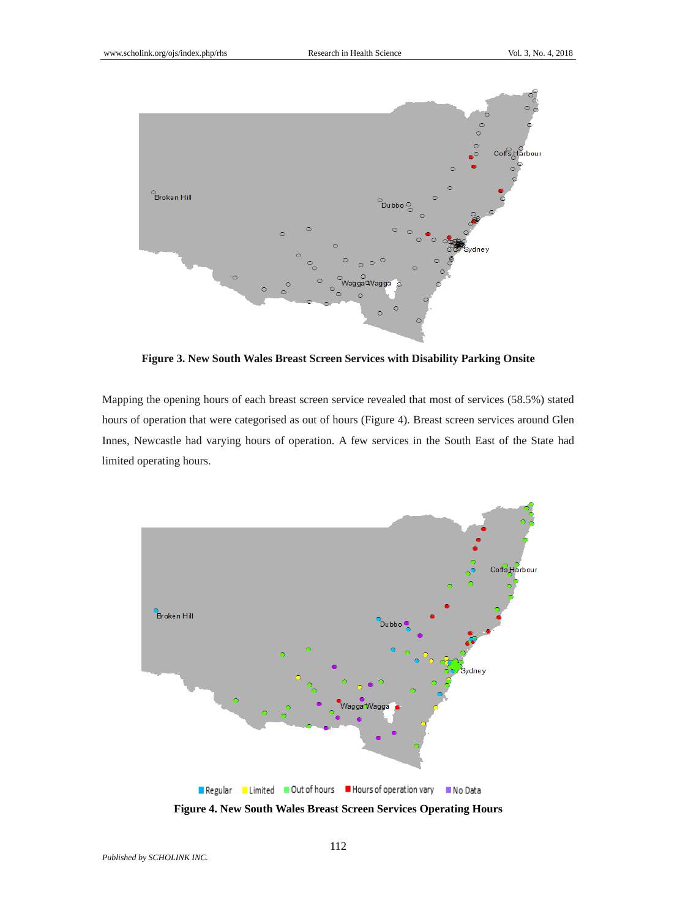**Figure 3. New South Wales Breast Screen Services with Disability Parking Onsite**

Mapping the opening hours of each breast screen service revealed that most of services (58.5%) stated hours of operation that were categorised as out of hours (Figure 4). Breast screen services around Glen Innes, Newcastle had varying hours of operation. A few services in the South East of the State had limited operating hours.

**Figure 4. New South Wales Breast Screen Services Operating Hours**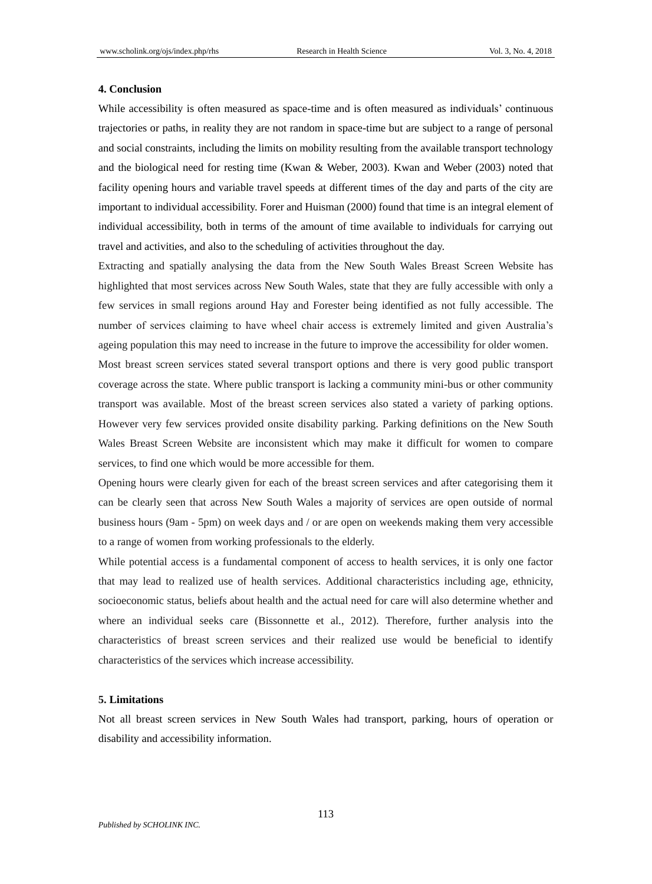## 4. Conclusion

While accessibility is often measured as space-time and is often measured as individuals' continuous trajectories or paths, in reality they are not random in space-time but are subject to a range of personal and social constraints, including the limits on mobility resulting from the available transport technology and the biological need for resting time (Kwan & Weber, 2003). Kwan and Weber (2003) noted that facility opening hours and variable travel speeds at different times of the day and parts of the city are important to individual accessibility. Forer and Huisman (2000) found that time is an integral element of individual accessibility, both in terms of the amount of time available to individuals for carrying out travel and activities, and also to the scheduling of activities throughout the day.

Extracting and spatially analysing the data from the New South Wales Breast Screen Website has highlighted that most services across New South Wales, state that they are fully accessible with only a few services in small regions around Hay and Forester being identified as not fully accessible. The number of services claiming to have wheel chair access is extremely limited and given Australia's ageing population this may need to increase in the future to improve the accessibility for older women.

Most breast screen services stated several transport options and there is very good public transport coverage across the state. Where public transport is lacking a community mini-bus or other community transport was available. Most of the breast screen services also stated a variety of parking options. However very few services provided onsite disability parking. Parking definitions on the New South Wales Breast Screen Website are inconsistent which may make it difficult for women to compare services, to find one which would be more accessible for them.

Opening hours were clearly given for each of the breast screen services and after categorising them it can be clearly seen that across New South Wales a majority of services are open outside of normal business hours (9am - 5pm) on week days and / or are open on weekends making them very accessible to a range of women from working professionals to the elderly.

While potential access is a fundamental component of access to health services, it is only one factor that may lead to realized use of health services. Additional characteristics including age, ethnicity, socioeconomic status, beliefs about health and the actual need for care will also determine whether and where an individual seeks care (Bissonnette et al., 2012). Therefore, further analysis into the characteristics of breast screen services and their realized use would be beneficial to identify characteristics of the services which increase accessibility.

## 5. Limitations

Not all breast screen services in New South Wales had transport, parking, hours of operation or disability and accessibility information.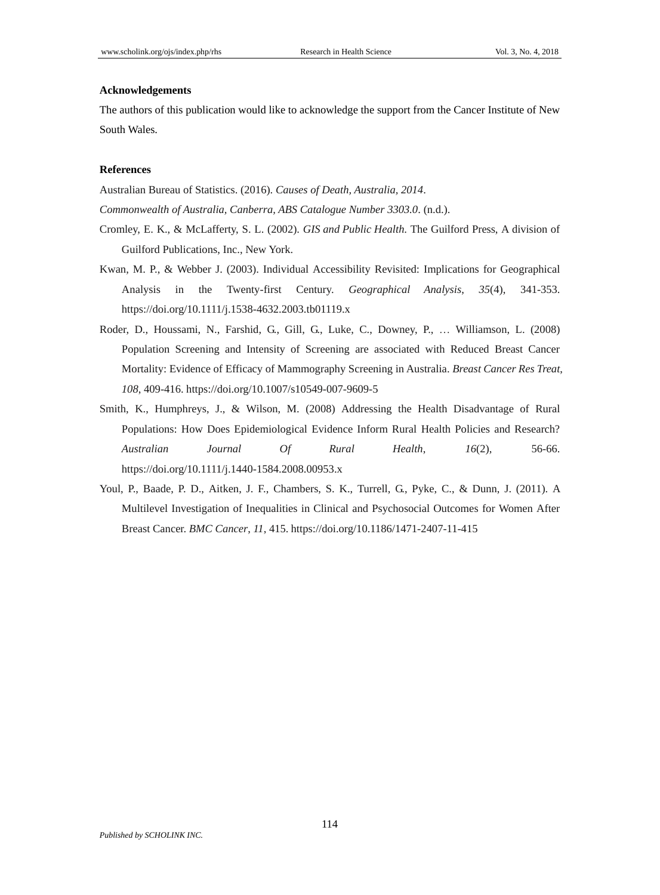## Acknowledgements

The authors of this publication would like to acknowledge the support from the Cancer Institute of New South Wales.

## References

Australian Bureau of Statistics. (2016). *Causes of Death, Australia, 2014*.

*Commonwealth of Australia, Canberra, ABS Catalogue Number 3303.0*. (n.d.).

Cromley, E. K., & McLafferty, S. L. (2002). *GIS and Public Health*. The Guilford Press, A division of Guilford Publications, Inc., New York.

Kwan, M. P., & Webber J. (2003). Individual Accessibility Revisited: Implications for Geographical Analysis in the Twenty-first Century. *Geographical Analysis*, *35*(4), 341-353. https://doi.org/10.1111/j.1538-4632.2003.tb01119.x

Roder, D., Houssami, N., Farshid, G., Gill, G., Luke, C., Downey, P., … Williamson, L. (2008) Population Screening and Intensity of Screening are associated with Reduced Breast Cancer Mortality: Evidence of Efficacy of Mammography Screening in Australia. *Breast Cancer Res Treat*, *108*, 409-416. https://doi.org/10.1007/s10549-007-9609-5

Smith, K., Humphreys, J., & Wilson, M. (2008) Addressing the Health Disadvantage of Rural Populations: How Does Epidemiological Evidence Inform Rural Health Policies and Research? *Australian Journal Of Rural Health*, *16*(2), 56-66. https://doi.org/10.1111/j.1440-1584.2008.00953.x

Youl, P., Baade, P. D., Aitken, J. F., Chambers, S. K., Turrell, G., Pyke, C., & Dunn, J. (2011). A Multilevel Investigation of Inequalities in Clinical and Psychosocial Outcomes for Women After Breast Cancer. *BMC Cancer*, *11*, 415. https://doi.org/10.1186/1471-2407-11-415